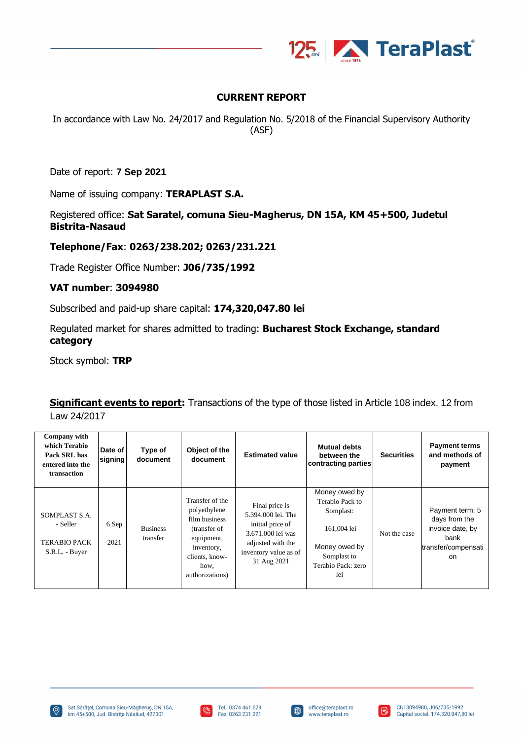# CURRENT REPORT

In accordance with Law No. 24/2017 and Regulation No. 5/2018 of the Financial Supervisory Authority (ASF)

Date of report: **7 Sep 2021**

Name of issuing company: **TERAPLAST S.A.**

Registered office: **Sat Saratel, comuna Sieu-Magherus, DN 15A, KM 45+500, Judetul Bistrita-Nasaud**

**Telephone/Fax**: **0263/238.202; 0263/231.221**

Trade Register Office Number: **J06/735/1992**

**VAT number**: **3094980**

Subscribed and paid-up share capital: **174,320,047.80 lei**

Regulated market for shares admitted to trading: **Bucharest Stock Exchange, standard category**

Stock symbol: **TRP**

**Significant events to report:** Transactions of the type of those listed in Article 108 index. 12 from Law 24/2017

| Company with which Terabio Pack SRL has entered into the transaction | Date of signing | Type of document | Object of the document | Estimated value | Mutual debts between the contracting parties | Securities | Payment terms and methods of payment |
|---|---|---|---|---|---|---|---|
| SOMPLAST S.A. - Seller<br><br>TERABIO PACK S.R.L. - Buyer | 6 Sep 2021 | Business transfer | Transfer of the polyethylene film business (transfer of equipment, inventory, clients, know-how, authorizations) | Final price is 5.394.000 lei. The initial price of 3.671.000 lei was adjusted with the inventory value as of 31 Aug 2021 | Money owed by Terabio Pack to Somplast:<br><br>161,004 lei<br><br>Money owed by Somplast to Terabio Pack: zero lei | Not the case | Payment term: 5 days from the invoice date, by bank transfer/compensation |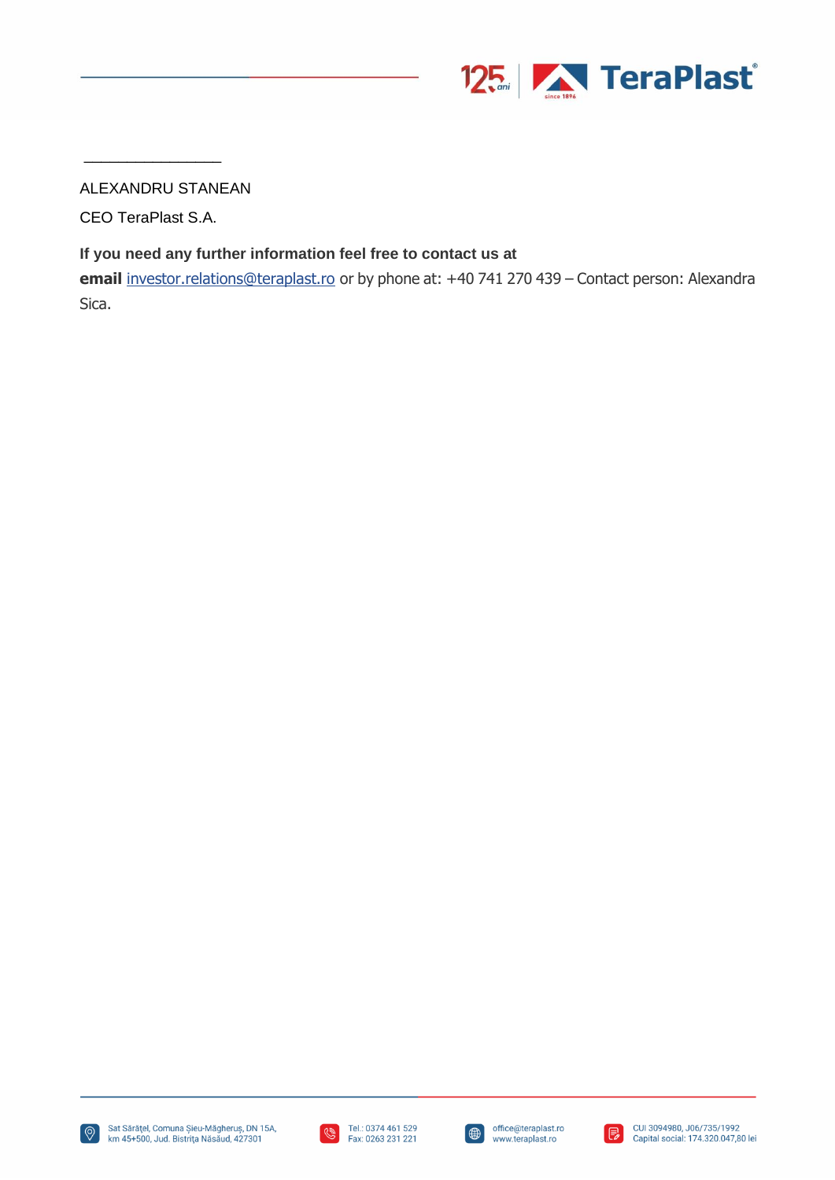________________

ALEXANDRU STANEAN

CEO TeraPlast S.A.

**If you need any further information feel free to contact us at**
**email** investor.relations@teraplast.ro or by phone at: +40 741 270 439 – Contact person: Alexandra Sica.